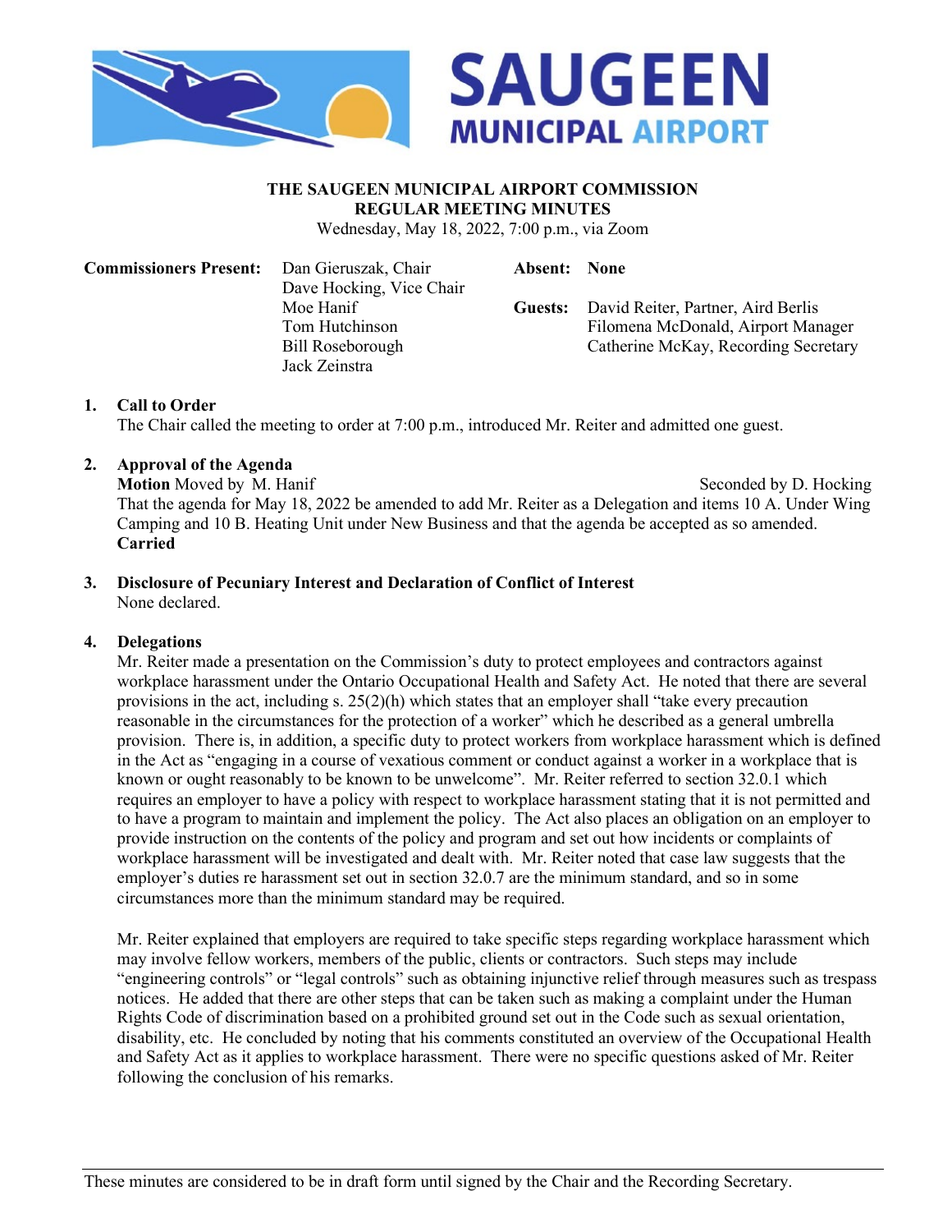**SAUGEEN MUNICIPAL AIRPORT**

# THE SAUGEEN MUNICIPAL AIRPORT COMMISSION
## REGULAR MEETING MINUTES

Wednesday, May 18, 2022, 7:00 p.m., via Zoom

**Commissioners Present:**
Dan Gieruszak, Chair
Dave Hocking, Vice Chair
Moe Hanif
Tom Hutchinson
Bill Roseborough
Jack Zeinstra

**Absent: None**

**Guests:**
David Reiter, Partner, Aird Berlis
Filomena McDonald, Airport Manager
Catherine McKay, Recording Secretary

**1. Call to Order**

The Chair called the meeting to order at 7:00 p.m., introduced Mr. Reiter and admitted one guest.

**2. Approval of the Agenda**

**Motion** Moved by M. Hanif — Seconded by D. Hocking

That the agenda for May 18, 2022 be amended to add Mr. Reiter as a Delegation and items 10 A. Under Wing Camping and 10 B. Heating Unit under New Business and that the agenda be accepted as so amended.

**Carried**

**3. Disclosure of Pecuniary Interest and Declaration of Conflict of Interest**

None declared.

**4. Delegations**

Mr. Reiter made a presentation on the Commission's duty to protect employees and contractors against workplace harassment under the Ontario Occupational Health and Safety Act. He noted that there are several provisions in the act, including s. 25(2)(h) which states that an employer shall "take every precaution reasonable in the circumstances for the protection of a worker" which he described as a general umbrella provision. There is, in addition, a specific duty to protect workers from workplace harassment which is defined in the Act as "engaging in a course of vexatious comment or conduct against a worker in a workplace that is known or ought reasonably to be known to be unwelcome". Mr. Reiter referred to section 32.0.1 which requires an employer to have a policy with respect to workplace harassment stating that it is not permitted and to have a program to maintain and implement the policy. The Act also places an obligation on an employer to provide instruction on the contents of the policy and program and set out how incidents or complaints of workplace harassment will be investigated and dealt with. Mr. Reiter noted that case law suggests that the employer's duties re harassment set out in section 32.0.7 are the minimum standard, and so in some circumstances more than the minimum standard may be required.

Mr. Reiter explained that employers are required to take specific steps regarding workplace harassment which may involve fellow workers, members of the public, clients or contractors. Such steps may include "engineering controls" or "legal controls" such as obtaining injunctive relief through measures such as trespass notices. He added that there are other steps that can be taken such as making a complaint under the Human Rights Code of discrimination based on a prohibited ground set out in the Code such as sexual orientation, disability, etc. He concluded by noting that his comments constituted an overview of the Occupational Health and Safety Act as it applies to workplace harassment. There were no specific questions asked of Mr. Reiter following the conclusion of his remarks.

These minutes are considered to be in draft form until signed by the Chair and the Recording Secretary.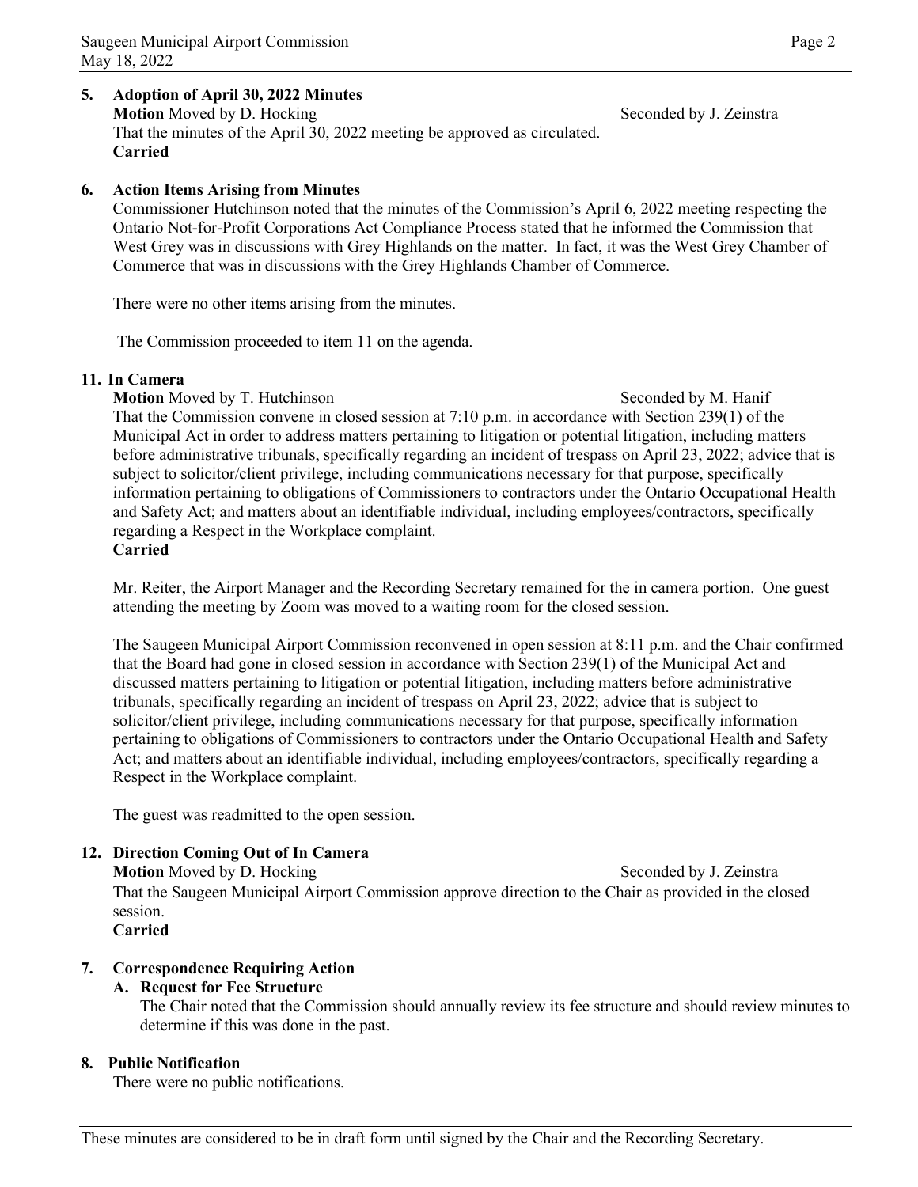## 5. Adoption of April 30, 2022 Minutes

**Motion** Moved by D. Hocking Seconded by J. Zeinstra

That the minutes of the April 30, 2022 meeting be approved as circulated.

**Carried**

## 6. Action Items Arising from Minutes

Commissioner Hutchinson noted that the minutes of the Commission's April 6, 2022 meeting respecting the Ontario Not-for-Profit Corporations Act Compliance Process stated that he informed the Commission that West Grey was in discussions with Grey Highlands on the matter. In fact, it was the West Grey Chamber of Commerce that was in discussions with the Grey Highlands Chamber of Commerce.

There were no other items arising from the minutes.

The Commission proceeded to item 11 on the agenda.

## 11. In Camera

**Motion** Moved by T. Hutchinson Seconded by M. Hanif

That the Commission convene in closed session at 7:10 p.m. in accordance with Section 239(1) of the Municipal Act in order to address matters pertaining to litigation or potential litigation, including matters before administrative tribunals, specifically regarding an incident of trespass on April 23, 2022; advice that is subject to solicitor/client privilege, including communications necessary for that purpose, specifically information pertaining to obligations of Commissioners to contractors under the Ontario Occupational Health and Safety Act; and matters about an identifiable individual, including employees/contractors, specifically regarding a Respect in the Workplace complaint.

**Carried**

Mr. Reiter, the Airport Manager and the Recording Secretary remained for the in camera portion. One guest attending the meeting by Zoom was moved to a waiting room for the closed session.

The Saugeen Municipal Airport Commission reconvened in open session at 8:11 p.m. and the Chair confirmed that the Board had gone in closed session in accordance with Section 239(1) of the Municipal Act and discussed matters pertaining to litigation or potential litigation, including matters before administrative tribunals, specifically regarding an incident of trespass on April 23, 2022; advice that is subject to solicitor/client privilege, including communications necessary for that purpose, specifically information pertaining to obligations of Commissioners to contractors under the Ontario Occupational Health and Safety Act; and matters about an identifiable individual, including employees/contractors, specifically regarding a Respect in the Workplace complaint.

The guest was readmitted to the open session.

## 12. Direction Coming Out of In Camera

**Motion** Moved by D. Hocking Seconded by J. Zeinstra

That the Saugeen Municipal Airport Commission approve direction to the Chair as provided in the closed session.

**Carried**

## 7. Correspondence Requiring Action

### A. Request for Fee Structure

The Chair noted that the Commission should annually review its fee structure and should review minutes to determine if this was done in the past.

## 8. Public Notification

There were no public notifications.

These minutes are considered to be in draft form until signed by the Chair and the Recording Secretary.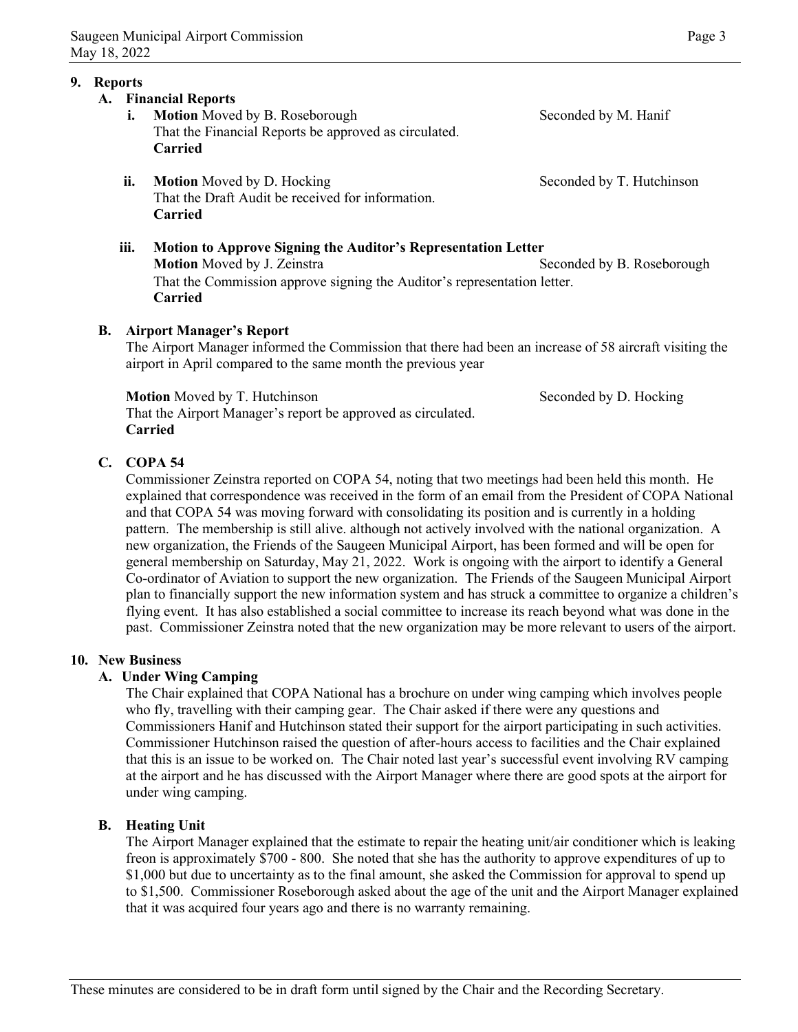## 9. Reports

### A. Financial Reports

**i. Motion** Moved by B. Roseborough — Seconded by M. Hanif
That the Financial Reports be approved as circulated.
**Carried**

**ii. Motion** Moved by D. Hocking — Seconded by T. Hutchinson
That the Draft Audit be received for information.
**Carried**

**iii. Motion to Approve Signing the Auditor's Representation Letter**
**Motion** Moved by J. Zeinstra — Seconded by B. Roseborough
That the Commission approve signing the Auditor's representation letter.
**Carried**

### B. Airport Manager's Report

The Airport Manager informed the Commission that there had been an increase of 58 aircraft visiting the airport in April compared to the same month the previous year

**Motion** Moved by T. Hutchinson — Seconded by D. Hocking
That the Airport Manager's report be approved as circulated.
**Carried**

### C. COPA 54

Commissioner Zeinstra reported on COPA 54, noting that two meetings had been held this month. He explained that correspondence was received in the form of an email from the President of COPA National and that COPA 54 was moving forward with consolidating its position and is currently in a holding pattern. The membership is still alive. although not actively involved with the national organization. A new organization, the Friends of the Saugeen Municipal Airport, has been formed and will be open for general membership on Saturday, May 21, 2022. Work is ongoing with the airport to identify a General Co-ordinator of Aviation to support the new organization. The Friends of the Saugeen Municipal Airport plan to financially support the new information system and has struck a committee to organize a children's flying event. It has also established a social committee to increase its reach beyond what was done in the past. Commissioner Zeinstra noted that the new organization may be more relevant to users of the airport.

## 10. New Business

### A. Under Wing Camping

The Chair explained that COPA National has a brochure on under wing camping which involves people who fly, travelling with their camping gear. The Chair asked if there were any questions and Commissioners Hanif and Hutchinson stated their support for the airport participating in such activities. Commissioner Hutchinson raised the question of after-hours access to facilities and the Chair explained that this is an issue to be worked on. The Chair noted last year's successful event involving RV camping at the airport and he has discussed with the Airport Manager where there are good spots at the airport for under wing camping.

### B. Heating Unit

The Airport Manager explained that the estimate to repair the heating unit/air conditioner which is leaking freon is approximately $700 - 800. She noted that she has the authority to approve expenditures of up to $1,000 but due to uncertainty as to the final amount, she asked the Commission for approval to spend up to $1,500. Commissioner Roseborough asked about the age of the unit and the Airport Manager explained that it was acquired four years ago and there is no warranty remaining.

These minutes are considered to be in draft form until signed by the Chair and the Recording Secretary.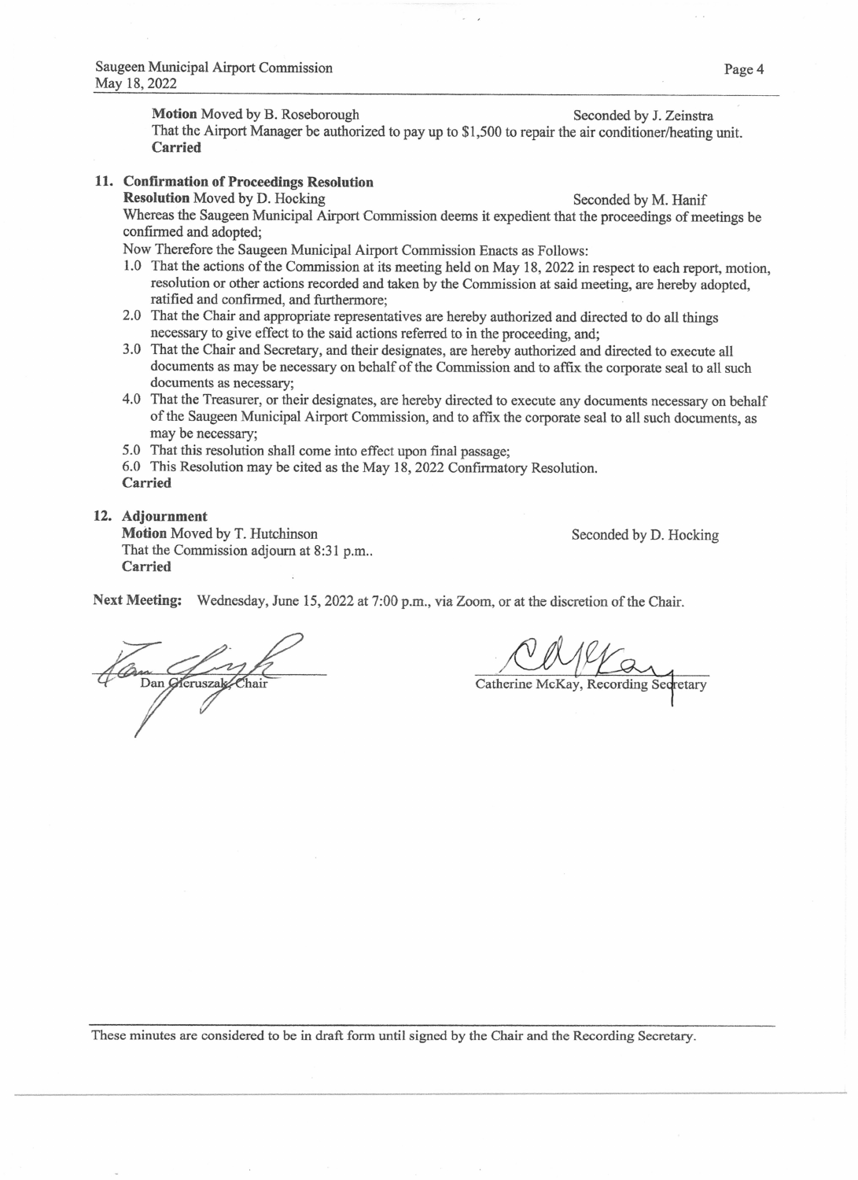**Motion** Moved by B. Roseborough Seconded by J. Zeinstra
That the Airport Manager be authorized to pay up to $1,500 to repair the air conditioner/heating unit.
**Carried**

## 11. Confirmation of Proceedings Resolution

**Resolution** Moved by D. Hocking Seconded by M. Hanif
Whereas the Saugeen Municipal Airport Commission deems it expedient that the proceedings of meetings be confirmed and adopted;

Now Therefore the Saugeen Municipal Airport Commission Enacts as Follows:

1.0 That the actions of the Commission at its meeting held on May 18, 2022 in respect to each report, motion, resolution or other actions recorded and taken by the Commission at said meeting, are hereby adopted, ratified and confirmed, and furthermore;

2.0 That the Chair and appropriate representatives are hereby authorized and directed to do all things necessary to give effect to the said actions referred to in the proceeding, and;

3.0 That the Chair and Secretary, and their designates, are hereby authorized and directed to execute all documents as may be necessary on behalf of the Commission and to affix the corporate seal to all such documents as necessary;

4.0 That the Treasurer, or their designates, are hereby directed to execute any documents necessary on behalf of the Saugeen Municipal Airport Commission, and to affix the corporate seal to all such documents, as may be necessary;

5.0 That this resolution shall come into effect upon final passage;

6.0 This Resolution may be cited as the May 18, 2022 Confirmatory Resolution.

**Carried**

## 12. Adjournment

**Motion** Moved by T. Hutchinson Seconded by D. Hocking
That the Commission adjourn at 8:31 p.m..
**Carried**

**Next Meeting:** Wednesday, June 15, 2022 at 7:00 p.m., via Zoom, or at the discretion of the Chair.

Dan Cieruszak, Chair

Catherine McKay, Recording Secretary

These minutes are considered to be in draft form until signed by the Chair and the Recording Secretary.